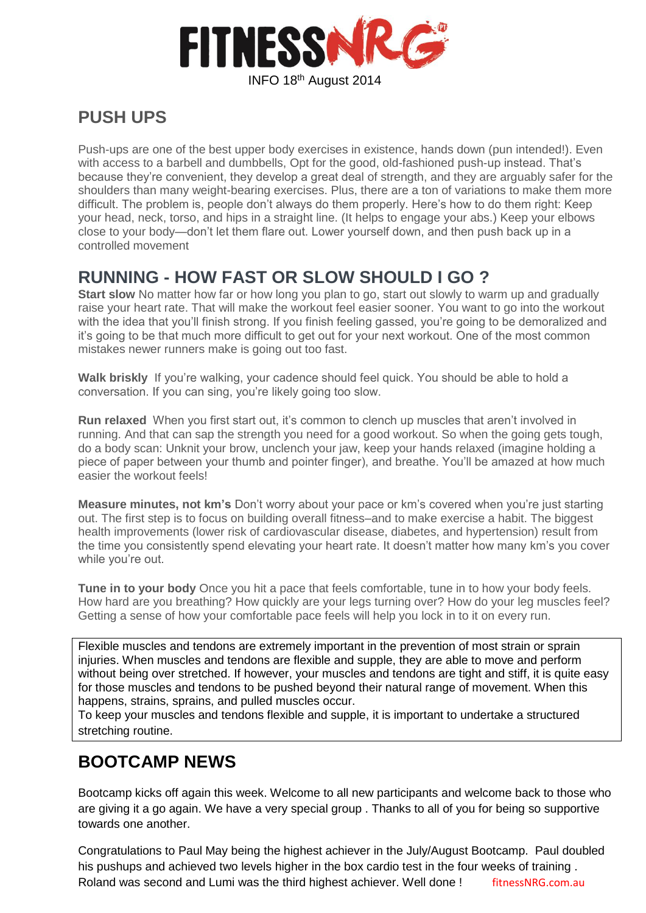# FITNESSNRG

INFO 18th August 2014

## PUSH UPS

Push-ups are one of the best upper body exercises in existence, hands down (pun intended!). Even with access to a barbell and dumbbells, Opt for the good, old-fashioned push-up instead. That's because they're convenient, they develop a great deal of strength, and they are arguably safer for the shoulders than many weight-bearing exercises. Plus, there are a ton of variations to make them more difficult. The problem is, people don't always do them properly. Here's how to do them right: Keep your head, neck, torso, and hips in a straight line. (It helps to engage your abs.) Keep your elbows close to your body—don't let them flare out. Lower yourself down, and then push back up in a controlled movement

## RUNNING - HOW FAST OR SLOW SHOULD I GO ?

**Start slow** No matter how far or how long you plan to go, start out slowly to warm up and gradually raise your heart rate. That will make the workout feel easier sooner. You want to go into the workout with the idea that you'll finish strong. If you finish feeling gassed, you're going to be demoralized and it's going to be that much more difficult to get out for your next workout. One of the most common mistakes newer runners make is going out too fast.

**Walk briskly** If you're walking, your cadence should feel quick. You should be able to hold a conversation. If you can sing, you're likely going too slow.

**Run relaxed** When you first start out, it's common to clench up muscles that aren't involved in running. And that can sap the strength you need for a good workout. So when the going gets tough, do a body scan: Unknit your brow, unclench your jaw, keep your hands relaxed (imagine holding a piece of paper between your thumb and pointer finger), and breathe. You'll be amazed at how much easier the workout feels!

**Measure minutes, not km's** Don't worry about your pace or km's covered when you're just starting out. The first step is to focus on building overall fitness–and to make exercise a habit. The biggest health improvements (lower risk of cardiovascular disease, diabetes, and hypertension) result from the time you consistently spend elevating your heart rate. It doesn't matter how many km's you cover while you're out.

**Tune in to your body** Once you hit a pace that feels comfortable, tune in to how your body feels. How hard are you breathing? How quickly are your legs turning over? How do your leg muscles feel? Getting a sense of how your comfortable pace feels will help you lock in to it on every run.

Flexible muscles and tendons are extremely important in the prevention of most strain or sprain injuries. When muscles and tendons are flexible and supple, they are able to move and perform without being over stretched. If however, your muscles and tendons are tight and stiff, it is quite easy for those muscles and tendons to be pushed beyond their natural range of movement. When this happens, strains, sprains, and pulled muscles occur.
To keep your muscles and tendons flexible and supple, it is important to undertake a structured stretching routine.

## BOOTCAMP NEWS

Bootcamp kicks off again this week. Welcome to all new participants and welcome back to those who are giving it a go again. We have a very special group . Thanks to all of you for being so supportive towards one another.

Congratulations to Paul May being the highest achiever in the July/August Bootcamp. Paul doubled his pushups and achieved two levels higher in the box cardio test in the four weeks of training . Roland was second and Lumi was the third highest achiever. Well done !

fitnessNRG.com.au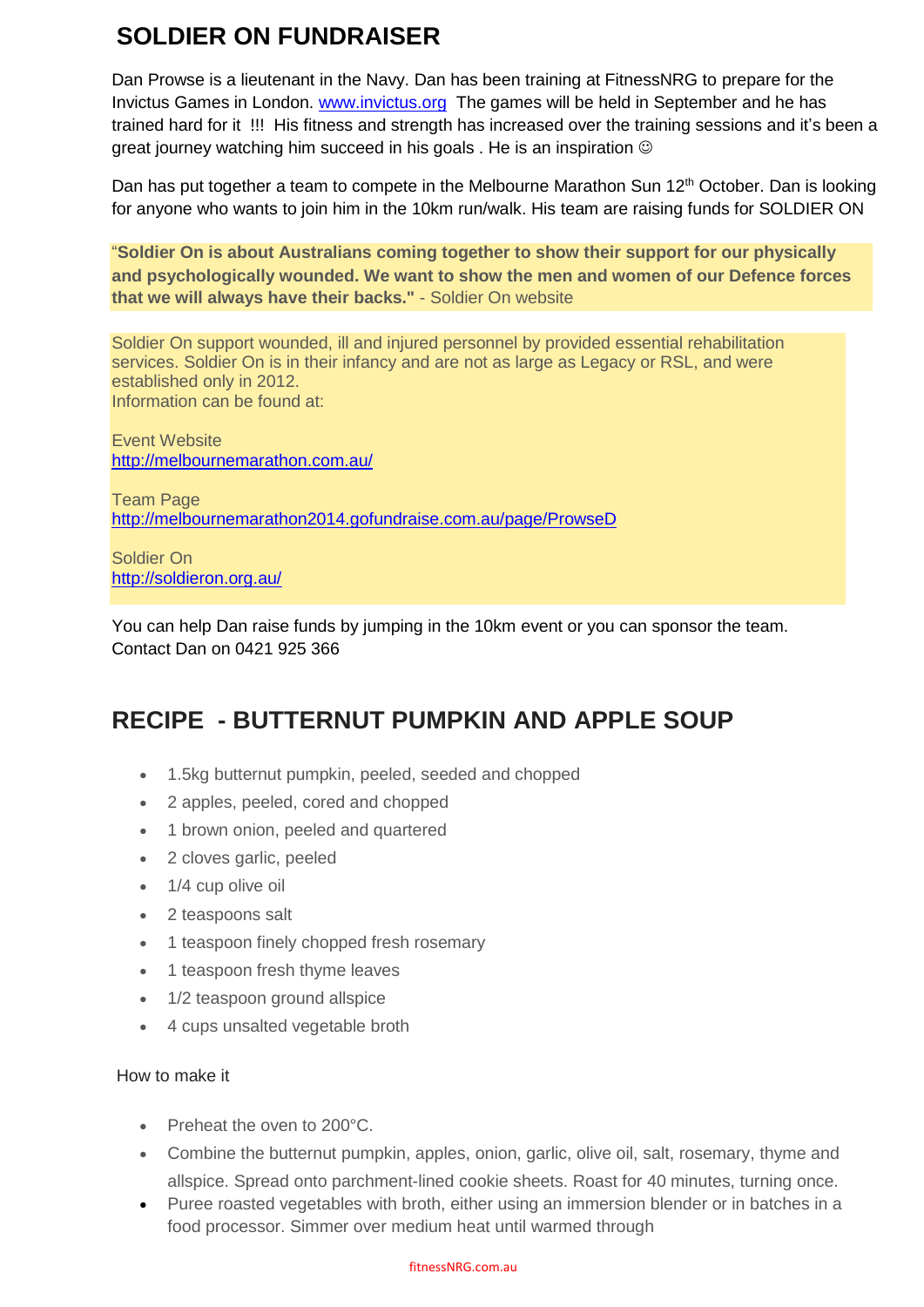## SOLDIER ON FUNDRAISER

Dan Prowse is a lieutenant in the Navy. Dan has been training at FitnessNRG to prepare for the Invictus Games in London. www.invictus.org The games will be held in September and he has trained hard for it !!! His fitness and strength has increased over the training sessions and it's been a great journey watching him succeed in his goals . He is an inspiration ☺

Dan has put together a team to compete in the Melbourne Marathon Sun 12th October. Dan is looking for anyone who wants to join him in the 10km run/walk. His team are raising funds for SOLDIER ON

"**Soldier On is about Australians coming together to show their support for our physically and psychologically wounded. We want to show the men and women of our Defence forces that we will always have their backs."** - Soldier On website

Soldier On support wounded, ill and injured personnel by provided essential rehabilitation services. Soldier On is in their infancy and are not as large as Legacy or RSL, and were established only in 2012.
Information can be found at:

Event Website
http://melbournemarathon.com.au/

Team Page
http://melbournemarathon2014.gofundraise.com.au/page/ProwseD

Soldier On
http://soldieron.org.au/

You can help Dan raise funds by jumping in the 10km event or you can sponsor the team.
Contact Dan on 0421 925 366

## RECIPE - BUTTERNUT PUMPKIN AND APPLE SOUP

- 1.5kg butternut pumpkin, peeled, seeded and chopped
- 2 apples, peeled, cored and chopped
- 1 brown onion, peeled and quartered
- 2 cloves garlic, peeled
- 1/4 cup olive oil
- 2 teaspoons salt
- 1 teaspoon finely chopped fresh rosemary
- 1 teaspoon fresh thyme leaves
- 1/2 teaspoon ground allspice
- 4 cups unsalted vegetable broth

How to make it

- Preheat the oven to 200°C.
- Combine the butternut pumpkin, apples, onion, garlic, olive oil, salt, rosemary, thyme and allspice. Spread onto parchment-lined cookie sheets. Roast for 40 minutes, turning once.
- Puree roasted vegetables with broth, either using an immersion blender or in batches in a food processor. Simmer over medium heat until warmed through